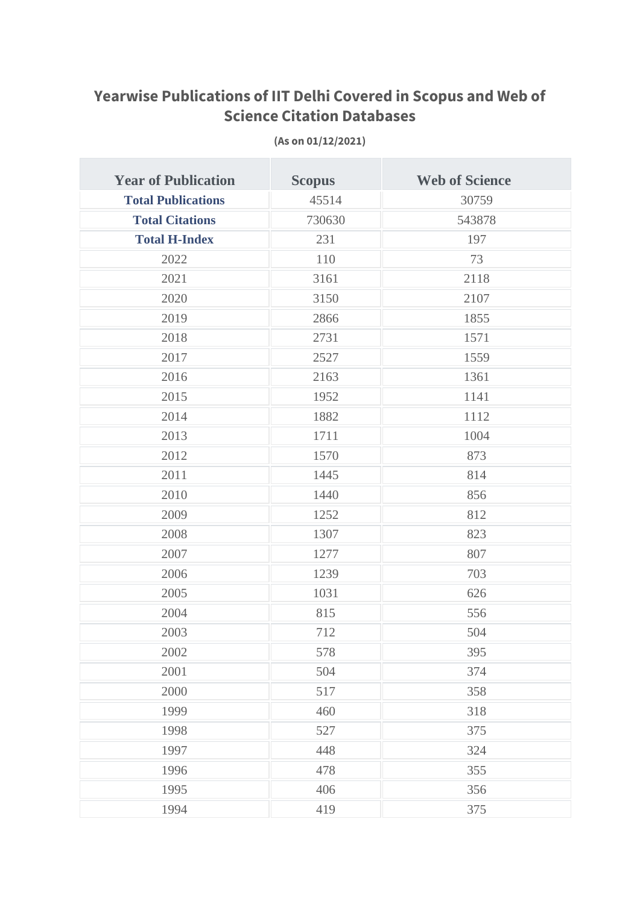# Yearwise Publications of IIT Delhi Covered in Scopus and Web of Science Citation Databases

**(As on 01/12/2021)**

| Year of Publication | Scopus | Web of Science |
|---|---|---|
| **Total Publications** | 45514 | 30759 |
| **Total Citations** | 730630 | 543878 |
| **Total H-Index** | 231 | 197 |
| 2022 | 110 | 73 |
| 2021 | 3161 | 2118 |
| 2020 | 3150 | 2107 |
| 2019 | 2866 | 1855 |
| 2018 | 2731 | 1571 |
| 2017 | 2527 | 1559 |
| 2016 | 2163 | 1361 |
| 2015 | 1952 | 1141 |
| 2014 | 1882 | 1112 |
| 2013 | 1711 | 1004 |
| 2012 | 1570 | 873 |
| 2011 | 1445 | 814 |
| 2010 | 1440 | 856 |
| 2009 | 1252 | 812 |
| 2008 | 1307 | 823 |
| 2007 | 1277 | 807 |
| 2006 | 1239 | 703 |
| 2005 | 1031 | 626 |
| 2004 | 815 | 556 |
| 2003 | 712 | 504 |
| 2002 | 578 | 395 |
| 2001 | 504 | 374 |
| 2000 | 517 | 358 |
| 1999 | 460 | 318 |
| 1998 | 527 | 375 |
| 1997 | 448 | 324 |
| 1996 | 478 | 355 |
| 1995 | 406 | 356 |
| 1994 | 419 | 375 |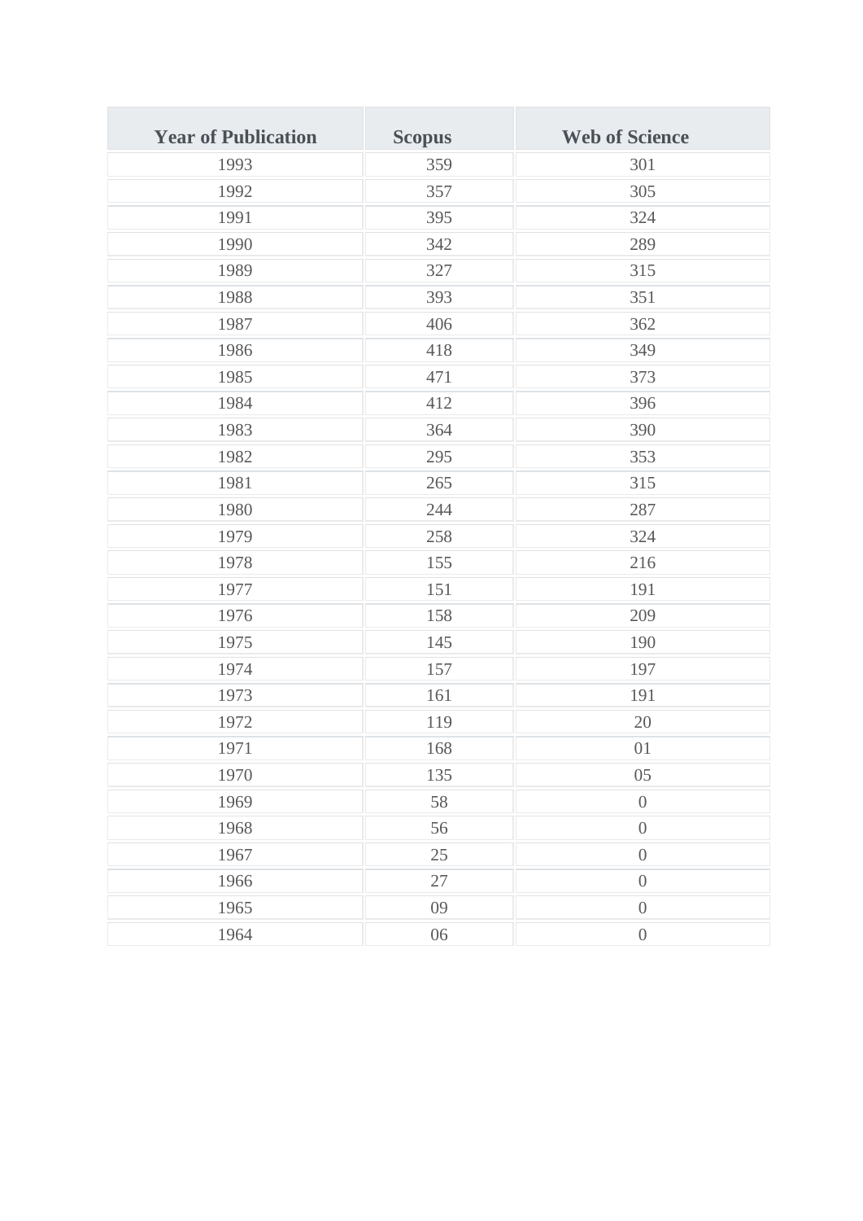| Year of Publication | Scopus | Web of Science |
| --- | --- | --- |
| 1993 | 359 | 301 |
| 1992 | 357 | 305 |
| 1991 | 395 | 324 |
| 1990 | 342 | 289 |
| 1989 | 327 | 315 |
| 1988 | 393 | 351 |
| 1987 | 406 | 362 |
| 1986 | 418 | 349 |
| 1985 | 471 | 373 |
| 1984 | 412 | 396 |
| 1983 | 364 | 390 |
| 1982 | 295 | 353 |
| 1981 | 265 | 315 |
| 1980 | 244 | 287 |
| 1979 | 258 | 324 |
| 1978 | 155 | 216 |
| 1977 | 151 | 191 |
| 1976 | 158 | 209 |
| 1975 | 145 | 190 |
| 1974 | 157 | 197 |
| 1973 | 161 | 191 |
| 1972 | 119 | 20 |
| 1971 | 168 | 01 |
| 1970 | 135 | 05 |
| 1969 | 58 | 0 |
| 1968 | 56 | 0 |
| 1967 | 25 | 0 |
| 1966 | 27 | 0 |
| 1965 | 09 | 0 |
| 1964 | 06 | 0 |